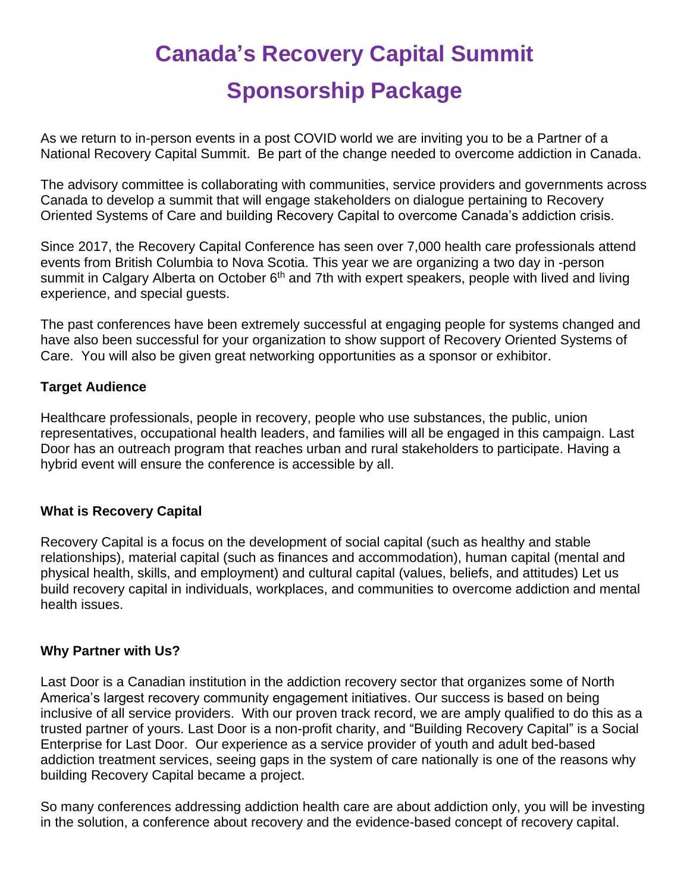# Canada's Recovery Capital Summit

# Sponsorship Package

As we return to in-person events in a post COVID world we are inviting you to be a Partner of a National Recovery Capital Summit. Be part of the change needed to overcome addiction in Canada.

The advisory committee is collaborating with communities, service providers and governments across Canada to develop a summit that will engage stakeholders on dialogue pertaining to Recovery Oriented Systems of Care and building Recovery Capital to overcome Canada's addiction crisis.

Since 2017, the Recovery Capital Conference has seen over 7,000 health care professionals attend events from British Columbia to Nova Scotia. This year we are organizing a two day in -person summit in Calgary Alberta on October 6th and 7th with expert speakers, people with lived and living experience, and special guests.

The past conferences have been extremely successful at engaging people for systems changed and have also been successful for your organization to show support of Recovery Oriented Systems of Care. You will also be given great networking opportunities as a sponsor or exhibitor.

**Target Audience**

Healthcare professionals, people in recovery, people who use substances, the public, union representatives, occupational health leaders, and families will all be engaged in this campaign. Last Door has an outreach program that reaches urban and rural stakeholders to participate. Having a hybrid event will ensure the conference is accessible by all.

**What is Recovery Capital**

Recovery Capital is a focus on the development of social capital (such as healthy and stable relationships), material capital (such as finances and accommodation), human capital (mental and physical health, skills, and employment) and cultural capital (values, beliefs, and attitudes) Let us build recovery capital in individuals, workplaces, and communities to overcome addiction and mental health issues.

**Why Partner with Us?**

Last Door is a Canadian institution in the addiction recovery sector that organizes some of North America's largest recovery community engagement initiatives. Our success is based on being inclusive of all service providers. With our proven track record, we are amply qualified to do this as a trusted partner of yours. Last Door is a non-profit charity, and "Building Recovery Capital" is a Social Enterprise for Last Door. Our experience as a service provider of youth and adult bed-based addiction treatment services, seeing gaps in the system of care nationally is one of the reasons why building Recovery Capital became a project.

So many conferences addressing addiction health care are about addiction only, you will be investing in the solution, a conference about recovery and the evidence-based concept of recovery capital.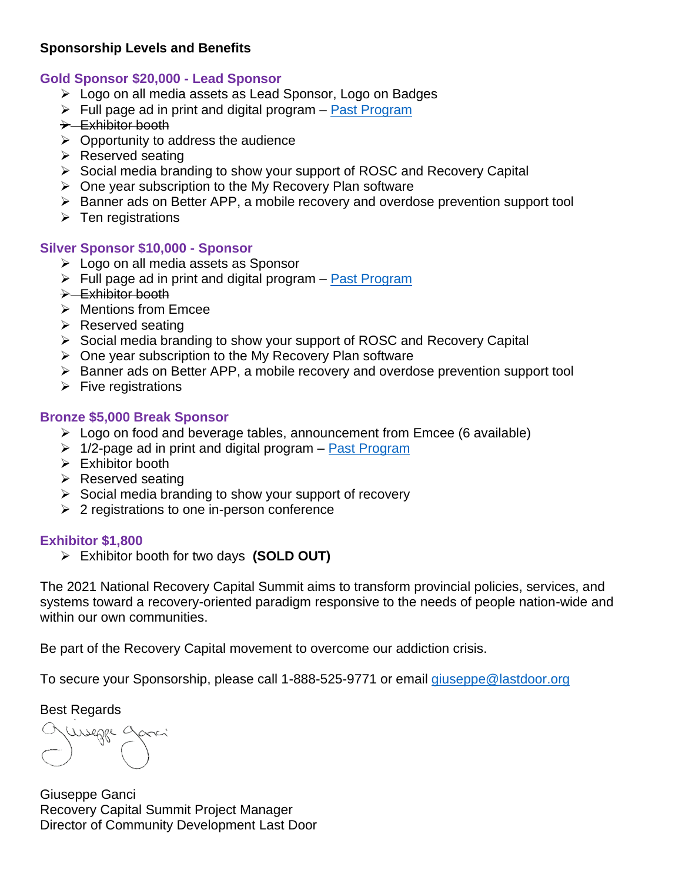**Sponsorship Levels and Benefits**

### Gold Sponsor $20,000 - Lead Sponsor

- Logo on all media assets as Lead Sponsor, Logo on Badges
- Full page ad in print and digital program – Past Program
- ~~Exhibitor booth~~
- Opportunity to address the audience
- Reserved seating
- Social media branding to show your support of ROSC and Recovery Capital
- One year subscription to the My Recovery Plan software
- Banner ads on Better APP, a mobile recovery and overdose prevention support tool
- Ten registrations

### Silver Sponsor $10,000 - Sponsor

- Logo on all media assets as Sponsor
- Full page ad in print and digital program – Past Program
- ~~Exhibitor booth~~
- Mentions from Emcee
- Reserved seating
- Social media branding to show your support of ROSC and Recovery Capital
- One year subscription to the My Recovery Plan software
- Banner ads on Better APP, a mobile recovery and overdose prevention support tool
- Five registrations

### Bronze $5,000 Break Sponsor

- Logo on food and beverage tables, announcement from Emcee (6 available)
- 1/2-page ad in print and digital program – Past Program
- Exhibitor booth
- Reserved seating
- Social media branding to show your support of recovery
- 2 registrations to one in-person conference

### Exhibitor $1,800

- Exhibitor booth for two days **(SOLD OUT)**

The 2021 National Recovery Capital Summit aims to transform provincial policies, services, and systems toward a recovery-oriented paradigm responsive to the needs of people nation-wide and within our own communities.

Be part of the Recovery Capital movement to overcome our addiction crisis.

To secure your Sponsorship, please call 1-888-525-9771 or email giuseppe@lastdoor.org

Best Regards

Giuseppe Ganci
Recovery Capital Summit Project Manager
Director of Community Development Last Door